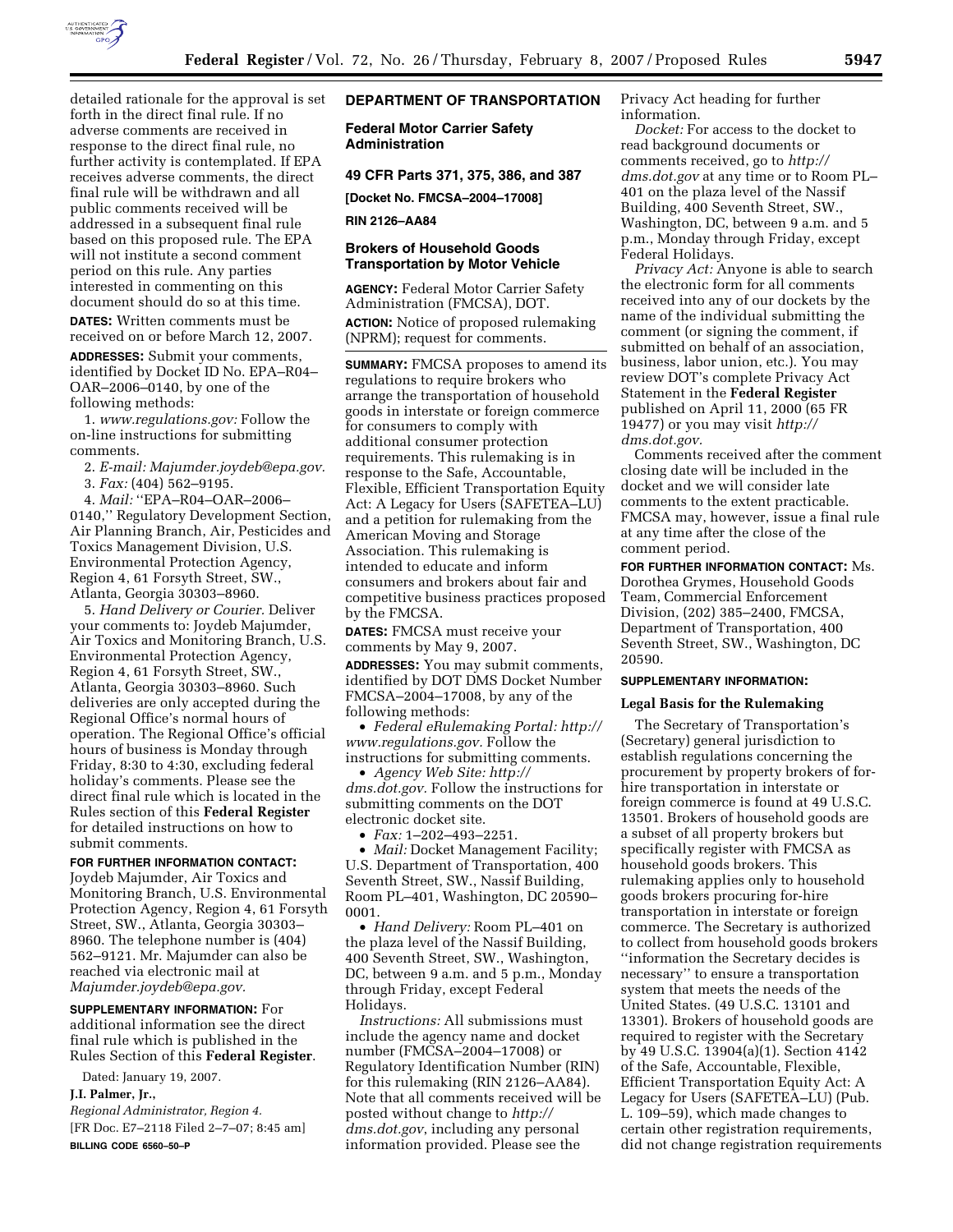detailed rationale for the approval is set forth in the direct final rule. If no adverse comments are received in response to the direct final rule, no further activity is contemplated. If EPA receives adverse comments, the direct final rule will be withdrawn and all public comments received will be addressed in a subsequent final rule based on this proposed rule. The EPA will not institute a second comment period on this rule. Any parties interested in commenting on this document should do so at this time.

**DATES:** Written comments must be received on or before March 12, 2007.

**ADDRESSES:** Submit your comments, identified by Docket ID No. EPA–R04–OAR–2006–0140, by one of the following methods:

1. *www.regulations.gov:* Follow the on-line instructions for submitting comments.
2. *E-mail: Majumder.joydeb@epa.gov.*
3. *Fax:* (404) 562–9195.
4. *Mail:* ''EPA–R04–OAR–2006–0140,'' Regulatory Development Section, Air Planning Branch, Air, Pesticides and Toxics Management Division, U.S. Environmental Protection Agency, Region 4, 61 Forsyth Street, SW., Atlanta, Georgia 30303–8960.
5. *Hand Delivery or Courier.* Deliver your comments to: Joydeb Majumder, Air Toxics and Monitoring Branch, U.S. Environmental Protection Agency, Region 4, 61 Forsyth Street, SW., Atlanta, Georgia 30303–8960. Such deliveries are only accepted during the Regional Office's normal hours of operation. The Regional Office's official hours of business is Monday through Friday, 8:30 to 4:30, excluding federal holiday's comments. Please see the direct final rule which is located in the Rules section of this **Federal Register** for detailed instructions on how to submit comments.

**FOR FURTHER INFORMATION CONTACT:** Joydeb Majumder, Air Toxics and Monitoring Branch, U.S. Environmental Protection Agency, Region 4, 61 Forsyth Street, SW., Atlanta, Georgia 30303–8960. The telephone number is (404) 562–9121. Mr. Majumder can also be reached via electronic mail at *Majumder.joydeb@epa.gov.*

**SUPPLEMENTARY INFORMATION:** For additional information see the direct final rule which is published in the Rules Section of this **Federal Register**.

Dated: January 19, 2007.

**J.I. Palmer, Jr.,**

*Regional Administrator, Region 4.*

[FR Doc. E7–2118 Filed 2–7–07; 8:45 am]

**BILLING CODE 6560–50–P**

## DEPARTMENT OF TRANSPORTATION

### Federal Motor Carrier Safety Administration

### 49 CFR Parts 371, 375, 386, and 387

**[Docket No. FMCSA–2004–17008]**

**RIN 2126–AA84**

### Brokers of Household Goods Transportation by Motor Vehicle

**AGENCY:** Federal Motor Carrier Safety Administration (FMCSA), DOT.

**ACTION:** Notice of proposed rulemaking (NPRM); request for comments.

**SUMMARY:** FMCSA proposes to amend its regulations to require brokers who arrange the transportation of household goods in interstate or foreign commerce for consumers to comply with additional consumer protection requirements. This rulemaking is in response to the Safe, Accountable, Flexible, Efficient Transportation Equity Act: A Legacy for Users (SAFETEA–LU) and a petition for rulemaking from the American Moving and Storage Association. This rulemaking is intended to educate and inform consumers and brokers about fair and competitive business practices proposed by the FMCSA.

**DATES:** FMCSA must receive your comments by May 9, 2007.

**ADDRESSES:** You may submit comments, identified by DOT DMS Docket Number FMCSA–2004–17008, by any of the following methods:

- *Federal eRulemaking Portal: http://www.regulations.gov.* Follow the instructions for submitting comments.
- *Agency Web Site: http://dms.dot.gov.* Follow the instructions for submitting comments on the DOT electronic docket site.
- *Fax:* 1–202–493–2251.
- *Mail:* Docket Management Facility; U.S. Department of Transportation, 400 Seventh Street, SW., Nassif Building, Room PL–401, Washington, DC 20590–0001.
- *Hand Delivery:* Room PL–401 on the plaza level of the Nassif Building, 400 Seventh Street, SW., Washington, DC, between 9 a.m. and 5 p.m., Monday through Friday, except Federal Holidays.

*Instructions:* All submissions must include the agency name and docket number (FMCSA–2004–17008) or Regulatory Identification Number (RIN) for this rulemaking (RIN 2126–AA84). Note that all comments received will be posted without change to *http://dms.dot.gov*, including any personal information provided. Please see the Privacy Act heading for further information.

*Docket:* For access to the docket to read background documents or comments received, go to *http://dms.dot.gov* at any time or to Room PL–401 on the plaza level of the Nassif Building, 400 Seventh Street, SW., Washington, DC, between 9 a.m. and 5 p.m., Monday through Friday, except Federal Holidays.

*Privacy Act:* Anyone is able to search the electronic form for all comments received into any of our dockets by the name of the individual submitting the comment (or signing the comment, if submitted on behalf of an association, business, labor union, etc.). You may review DOT's complete Privacy Act Statement in the **Federal Register** published on April 11, 2000 (65 FR 19477) or you may visit *http://dms.dot.gov.*

Comments received after the comment closing date will be included in the docket and we will consider late comments to the extent practicable. FMCSA may, however, issue a final rule at any time after the close of the comment period.

**FOR FURTHER INFORMATION CONTACT:** Ms. Dorothea Grymes, Household Goods Team, Commercial Enforcement Division, (202) 385–2400, FMCSA, Department of Transportation, 400 Seventh Street, SW., Washington, DC 20590.

**SUPPLEMENTARY INFORMATION:**

#### Legal Basis for the Rulemaking

The Secretary of Transportation's (Secretary) general jurisdiction to establish regulations concerning the procurement by property brokers of for-hire transportation in interstate or foreign commerce is found at 49 U.S.C. 13501. Brokers of household goods are a subset of all property brokers but specifically register with FMCSA as household goods brokers. This rulemaking applies only to household goods brokers procuring for-hire transportation in interstate or foreign commerce. The Secretary is authorized to collect from household goods brokers ''information the Secretary decides is necessary'' to ensure a transportation system that meets the needs of the United States. (49 U.S.C. 13101 and 13301). Brokers of household goods are required to register with the Secretary by 49 U.S.C. 13904(a)(1). Section 4142 of the Safe, Accountable, Flexible, Efficient Transportation Equity Act: A Legacy for Users (SAFETEA–LU) (Pub. L. 109–59), which made changes to certain other registration requirements, did not change registration requirements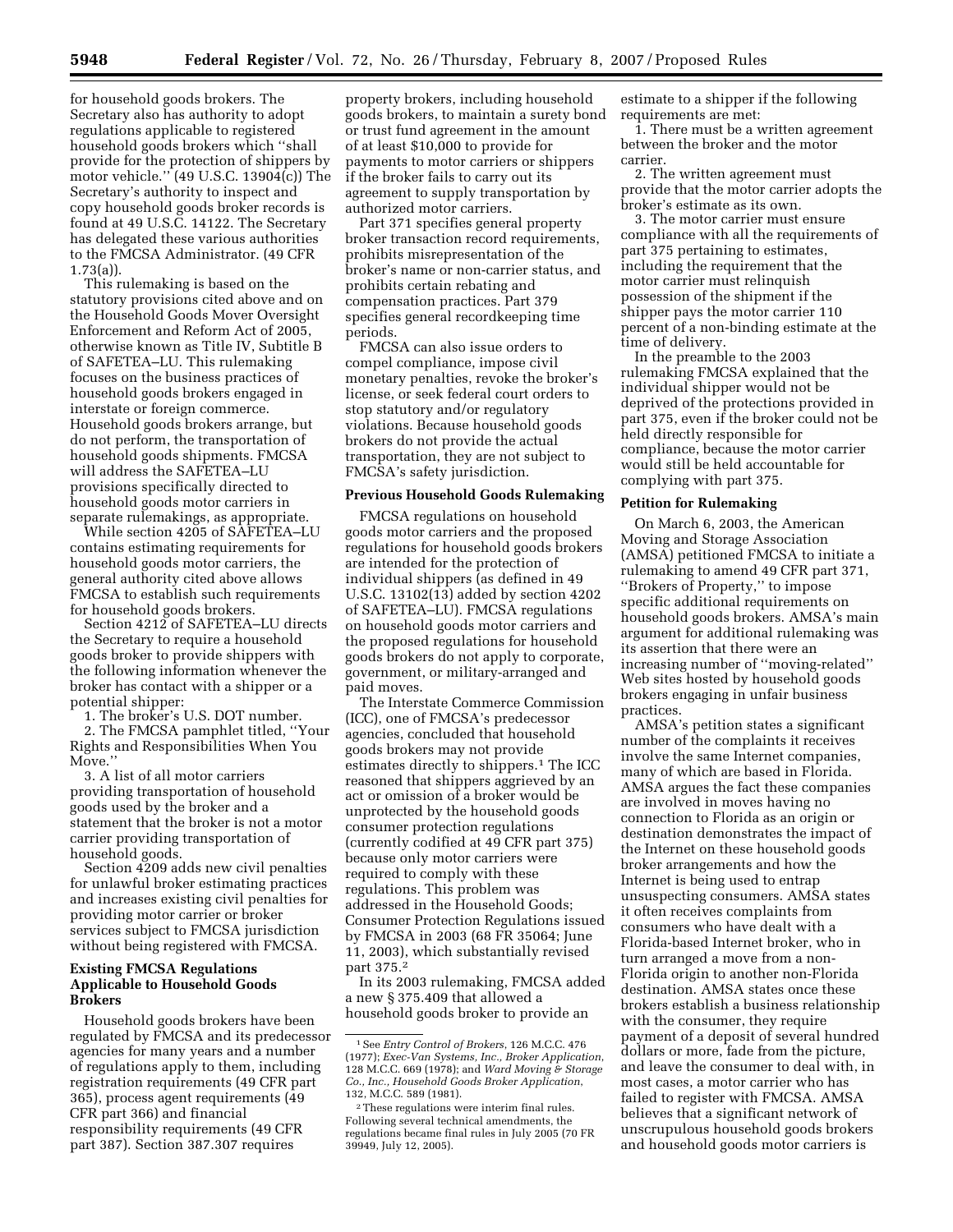for household goods brokers. The Secretary also has authority to adopt regulations applicable to registered household goods brokers which ''shall provide for the protection of shippers by motor vehicle.'' (49 U.S.C. 13904(c)) The Secretary's authority to inspect and copy household goods broker records is found at 49 U.S.C. 14122. The Secretary has delegated these various authorities to the FMCSA Administrator. (49 CFR 1.73(a)).

This rulemaking is based on the statutory provisions cited above and on the Household Goods Mover Oversight Enforcement and Reform Act of 2005, otherwise known as Title IV, Subtitle B of SAFETEA–LU. This rulemaking focuses on the business practices of household goods brokers engaged in interstate or foreign commerce. Household goods brokers arrange, but do not perform, the transportation of household goods shipments. FMCSA will address the SAFETEA–LU provisions specifically directed to household goods motor carriers in separate rulemakings, as appropriate.

While section 4205 of SAFETEA–LU contains estimating requirements for household goods motor carriers, the general authority cited above allows FMCSA to establish such requirements for household goods brokers.

Section 4212 of SAFETEA–LU directs the Secretary to require a household goods broker to provide shippers with the following information whenever the broker has contact with a shipper or a potential shipper:

1. The broker's U.S. DOT number.
2. The FMCSA pamphlet titled, ''Your Rights and Responsibilities When You Move.''
3. A list of all motor carriers providing transportation of household goods used by the broker and a statement that the broker is not a motor carrier providing transportation of household goods.

Section 4209 adds new civil penalties for unlawful broker estimating practices and increases existing civil penalties for providing motor carrier or broker services subject to FMCSA jurisdiction without being registered with FMCSA.

## Existing FMCSA Regulations Applicable to Household Goods Brokers

Household goods brokers have been regulated by FMCSA and its predecessor agencies for many years and a number of regulations apply to them, including registration requirements (49 CFR part 365), process agent requirements (49 CFR part 366) and financial responsibility requirements (49 CFR part 387). Section 387.307 requires property brokers, including household goods brokers, to maintain a surety bond or trust fund agreement in the amount of at least $10,000 to provide for payments to motor carriers or shippers if the broker fails to carry out its agreement to supply transportation by authorized motor carriers.

Part 371 specifies general property broker transaction record requirements, prohibits misrepresentation of the broker's name or non-carrier status, and prohibits certain rebating and compensation practices. Part 379 specifies general recordkeeping time periods.

FMCSA can also issue orders to compel compliance, impose civil monetary penalties, revoke the broker's license, or seek federal court orders to stop statutory and/or regulatory violations. Because household goods brokers do not provide the actual transportation, they are not subject to FMCSA's safety jurisdiction.

## Previous Household Goods Rulemaking

FMCSA regulations on household goods motor carriers and the proposed regulations for household goods brokers are intended for the protection of individual shippers (as defined in 49 U.S.C. 13102(13) added by section 4202 of SAFETEA–LU). FMCSA regulations on household goods motor carriers and the proposed regulations for household goods brokers do not apply to corporate, government, or military-arranged and paid moves.

The Interstate Commerce Commission (ICC), one of FMCSA's predecessor agencies, concluded that household goods brokers may not provide estimates directly to shippers.[1] The ICC reasoned that shippers aggrieved by an act or omission of a broker would be unprotected by the household goods consumer protection regulations (currently codified at 49 CFR part 375) because only motor carriers were required to comply with these regulations. This problem was addressed in the Household Goods; Consumer Protection Regulations issued by FMCSA in 2003 (68 FR 35064; June 11, 2003), which substantially revised part 375.[2]

In its 2003 rulemaking, FMCSA added a new § 375.409 that allowed a household goods broker to provide an estimate to a shipper if the following requirements are met:

1. There must be a written agreement between the broker and the motor carrier.
2. The written agreement must provide that the motor carrier adopts the broker's estimate as its own.
3. The motor carrier must ensure compliance with all the requirements of part 375 pertaining to estimates, including the requirement that the motor carrier must relinquish possession of the shipment if the shipper pays the motor carrier 110 percent of a non-binding estimate at the time of delivery.

In the preamble to the 2003 rulemaking FMCSA explained that the individual shipper would not be deprived of the protections provided in part 375, even if the broker could not be held directly responsible for compliance, because the motor carrier would still be held accountable for complying with part 375.

## Petition for Rulemaking

On March 6, 2003, the American Moving and Storage Association (AMSA) petitioned FMCSA to initiate a rulemaking to amend 49 CFR part 371, ''Brokers of Property,'' to impose specific additional requirements on household goods brokers. AMSA's main argument for additional rulemaking was its assertion that there were an increasing number of ''moving-related'' Web sites hosted by household goods brokers engaging in unfair business practices.

AMSA's petition states a significant number of the complaints it receives involve the same Internet companies, many of which are based in Florida. AMSA argues the fact these companies are involved in moves having no connection to Florida as an origin or destination demonstrates the impact of the Internet on these household goods broker arrangements and how the Internet is being used to entrap unsuspecting consumers. AMSA states it often receives complaints from consumers who have dealt with a Florida-based Internet broker, who in turn arranged a move from a non-Florida origin to another non-Florida destination. AMSA states once these brokers establish a business relationship with the consumer, they require payment of a deposit of several hundred dollars or more, fade from the picture, and leave the consumer to deal with, in most cases, a motor carrier who has failed to register with FMCSA. AMSA believes that a significant network of unscrupulous household goods brokers and household goods motor carriers is

---

[1] See *Entry Control of Brokers*, 126 M.C.C. 476 (1977); *Exec-Van Systems, Inc., Broker Application*, 128 M.C.C. 669 (1978); and *Ward Moving & Storage Co., Inc., Household Goods Broker Application*, 132, M.C.C. 589 (1981).

[2] These regulations were interim final rules. Following several technical amendments, the regulations became final rules in July 2005 (70 FR 39949, July 12, 2005).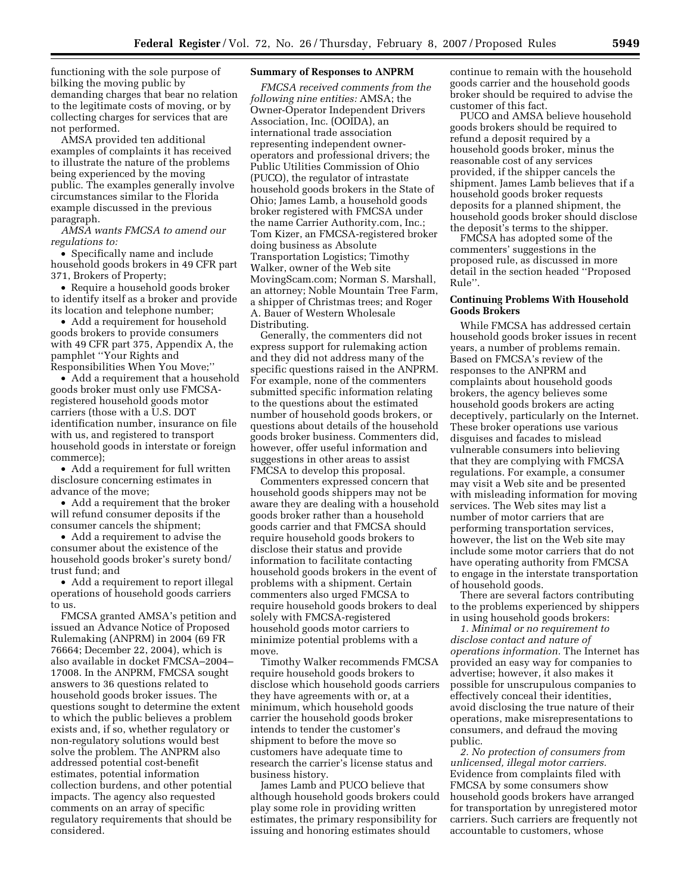functioning with the sole purpose of bilking the moving public by demanding charges that bear no relation to the legitimate costs of moving, or by collecting charges for services that are not performed.

AMSA provided ten additional examples of complaints it has received to illustrate the nature of the problems being experienced by the moving public. The examples generally involve circumstances similar to the Florida example discussed in the previous paragraph.

*AMSA wants FMCSA to amend our regulations to:*

- Specifically name and include household goods brokers in 49 CFR part 371, Brokers of Property;
- Require a household goods broker to identify itself as a broker and provide its location and telephone number;
- Add a requirement for household goods brokers to provide consumers with 49 CFR part 375, Appendix A, the pamphlet ''Your Rights and Responsibilities When You Move;''
- Add a requirement that a household goods broker must only use FMCSA-registered household goods motor carriers (those with a U.S. DOT identification number, insurance on file with us, and registered to transport household goods in interstate or foreign commerce);
- Add a requirement for full written disclosure concerning estimates in advance of the move;
- Add a requirement that the broker will refund consumer deposits if the consumer cancels the shipment;
- Add a requirement to advise the consumer about the existence of the household goods broker's surety bond/trust fund; and
- Add a requirement to report illegal operations of household goods carriers to us.

FMCSA granted AMSA's petition and issued an Advance Notice of Proposed Rulemaking (ANPRM) in 2004 (69 FR 76664; December 22, 2004), which is also available in docket FMCSA–2004–17008. In the ANPRM, FMCSA sought answers to 36 questions related to household goods broker issues. The questions sought to determine the extent to which the public believes a problem exists and, if so, whether regulatory or non-regulatory solutions would best solve the problem. The ANPRM also addressed potential cost-benefit estimates, potential information collection burdens, and other potential impacts. The agency also requested comments on an array of specific regulatory requirements that should be considered.

**Summary of Responses to ANPRM**

*FMCSA received comments from the following nine entities:* AMSA; the Owner-Operator Independent Drivers Association, Inc. (OOIDA), an international trade association representing independent owner-operators and professional drivers; the Public Utilities Commission of Ohio (PUCO), the regulator of intrastate household goods brokers in the State of Ohio; James Lamb, a household goods broker registered with FMCSA under the name Carrier Authority.com, Inc.; Tom Kizer, an FMCSA-registered broker doing business as Absolute Transportation Logistics; Timothy Walker, owner of the Web site MovingScam.com; Norman S. Marshall, an attorney; Noble Mountain Tree Farm, a shipper of Christmas trees; and Roger A. Bauer of Western Wholesale Distributing.

Generally, the commenters did not express support for rulemaking action and they did not address many of the specific questions raised in the ANPRM. For example, none of the commenters submitted specific information relating to the questions about the estimated number of household goods brokers, or questions about details of the household goods broker business. Commenters did, however, offer useful information and suggestions in other areas to assist FMCSA to develop this proposal.

Commenters expressed concern that household goods shippers may not be aware they are dealing with a household goods broker rather than a household goods carrier and that FMCSA should require household goods brokers to disclose their status and provide information to facilitate contacting household goods brokers in the event of problems with a shipment. Certain commenters also urged FMCSA to require household goods brokers to deal solely with FMCSA-registered household goods motor carriers to minimize potential problems with a move.

Timothy Walker recommends FMCSA require household goods brokers to disclose which household goods carriers they have agreements with or, at a minimum, which household goods carrier the household goods broker intends to tender the customer's shipment to before the move so customers have adequate time to research the carrier's license status and business history.

James Lamb and PUCO believe that although household goods brokers could play some role in providing written estimates, the primary responsibility for issuing and honoring estimates should continue to remain with the household goods carrier and the household goods broker should be required to advise the customer of this fact.

PUCO and AMSA believe household goods brokers should be required to refund a deposit required by a household goods broker, minus the reasonable cost of any services provided, if the shipper cancels the shipment. James Lamb believes that if a household goods broker requests deposits for a planned shipment, the household goods broker should disclose the deposit's terms to the shipper.

FMCSA has adopted some of the commenters' suggestions in the proposed rule, as discussed in more detail in the section headed ''Proposed Rule''.

**Continuing Problems With Household Goods Brokers**

While FMCSA has addressed certain household goods broker issues in recent years, a number of problems remain. Based on FMCSA's review of the responses to the ANPRM and complaints about household goods brokers, the agency believes some household goods brokers are acting deceptively, particularly on the Internet. These broker operations use various disguises and facades to mislead vulnerable consumers into believing that they are complying with FMCSA regulations. For example, a consumer may visit a Web site and be presented with misleading information for moving services. The Web sites may list a number of motor carriers that are performing transportation services, however, the list on the Web site may include some motor carriers that do not have operating authority from FMCSA to engage in the interstate transportation of household goods.

There are several factors contributing to the problems experienced by shippers in using household goods brokers:

*1. Minimal or no requirement to disclose contact and nature of operations information.* The Internet has provided an easy way for companies to advertise; however, it also makes it possible for unscrupulous companies to effectively conceal their identities, avoid disclosing the true nature of their operations, make misrepresentations to consumers, and defraud the moving public.

*2. No protection of consumers from unlicensed, illegal motor carriers.* Evidence from complaints filed with FMCSA by some consumers show household goods brokers have arranged for transportation by unregistered motor carriers. Such carriers are frequently not accountable to customers, whose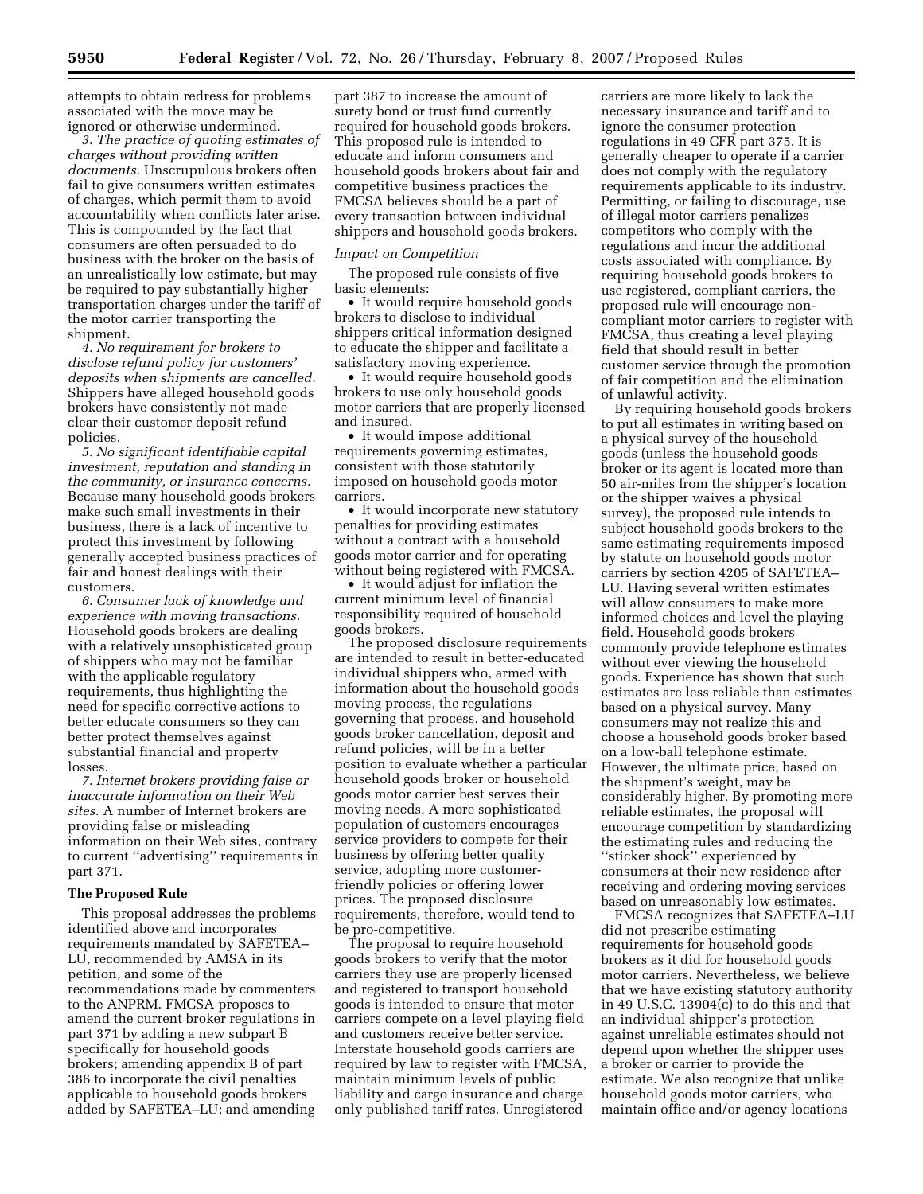attempts to obtain redress for problems associated with the move may be ignored or otherwise undermined.

*3. The practice of quoting estimates of charges without providing written documents.* Unscrupulous brokers often fail to give consumers written estimates of charges, which permit them to avoid accountability when conflicts later arise. This is compounded by the fact that consumers are often persuaded to do business with the broker on the basis of an unrealistically low estimate, but may be required to pay substantially higher transportation charges under the tariff of the motor carrier transporting the shipment.

*4. No requirement for brokers to disclose refund policy for customers' deposits when shipments are cancelled.* Shippers have alleged household goods brokers have consistently not made clear their customer deposit refund policies.

*5. No significant identifiable capital investment, reputation and standing in the community, or insurance concerns.* Because many household goods brokers make such small investments in their business, there is a lack of incentive to protect this investment by following generally accepted business practices of fair and honest dealings with their customers.

*6. Consumer lack of knowledge and experience with moving transactions.* Household goods brokers are dealing with a relatively unsophisticated group of shippers who may not be familiar with the applicable regulatory requirements, thus highlighting the need for specific corrective actions to better educate consumers so they can better protect themselves against substantial financial and property losses.

*7. Internet brokers providing false or inaccurate information on their Web sites.* A number of Internet brokers are providing false or misleading information on their Web sites, contrary to current ''advertising'' requirements in part 371.

## The Proposed Rule

This proposal addresses the problems identified above and incorporates requirements mandated by SAFETEA–LU, recommended by AMSA in its petition, and some of the recommendations made by commenters to the ANPRM. FMCSA proposes to amend the current broker regulations in part 371 by adding a new subpart B specifically for household goods brokers; amending appendix B of part 386 to incorporate the civil penalties applicable to household goods brokers added by SAFETEA–LU; and amending part 387 to increase the amount of surety bond or trust fund currently required for household goods brokers. This proposed rule is intended to educate and inform consumers and household goods brokers about fair and competitive business practices the FMCSA believes should be a part of every transaction between individual shippers and household goods brokers.

### *Impact on Competition*

The proposed rule consists of five basic elements:

- It would require household goods brokers to disclose to individual shippers critical information designed to educate the shipper and facilitate a satisfactory moving experience.
- It would require household goods brokers to use only household goods motor carriers that are properly licensed and insured.
- It would impose additional requirements governing estimates, consistent with those statutorily imposed on household goods motor carriers.
- It would incorporate new statutory penalties for providing estimates without a contract with a household goods motor carrier and for operating without being registered with FMCSA.
- It would adjust for inflation the current minimum level of financial responsibility required of household goods brokers.

The proposed disclosure requirements are intended to result in better-educated individual shippers who, armed with information about the household goods moving process, the regulations governing that process, and household goods broker cancellation, deposit and refund policies, will be in a better position to evaluate whether a particular household goods broker or household goods motor carrier best serves their moving needs. A more sophisticated population of customers encourages service providers to compete for their business by offering better quality service, adopting more customer-friendly policies or offering lower prices. The proposed disclosure requirements, therefore, would tend to be pro-competitive.

The proposal to require household goods brokers to verify that the motor carriers they use are properly licensed and registered to transport household goods is intended to ensure that motor carriers compete on a level playing field and customers receive better service. Interstate household goods carriers are required by law to register with FMCSA, maintain minimum levels of public liability and cargo insurance and charge only published tariff rates. Unregistered carriers are more likely to lack the necessary insurance and tariff and to ignore the consumer protection regulations in 49 CFR part 375. It is generally cheaper to operate if a carrier does not comply with the regulatory requirements applicable to its industry. Permitting, or failing to discourage, use of illegal motor carriers penalizes competitors who comply with the regulations and incur the additional costs associated with compliance. By requiring household goods brokers to use registered, compliant carriers, the proposed rule will encourage non-compliant motor carriers to register with FMCSA, thus creating a level playing field that should result in better customer service through the promotion of fair competition and the elimination of unlawful activity.

By requiring household goods brokers to put all estimates in writing based on a physical survey of the household goods (unless the household goods broker or its agent is located more than 50 air-miles from the shipper's location or the shipper waives a physical survey), the proposed rule intends to subject household goods brokers to the same estimating requirements imposed by statute on household goods motor carriers by section 4205 of SAFETEA–LU. Having several written estimates will allow consumers to make more informed choices and level the playing field. Household goods brokers commonly provide telephone estimates without ever viewing the household goods. Experience has shown that such estimates are less reliable than estimates based on a physical survey. Many consumers may not realize this and choose a household goods broker based on a low-ball telephone estimate. However, the ultimate price, based on the shipment's weight, may be considerably higher. By promoting more reliable estimates, the proposal will encourage competition by standardizing the estimating rules and reducing the ''sticker shock'' experienced by consumers at their new residence after receiving and ordering moving services based on unreasonably low estimates.

FMCSA recognizes that SAFETEA–LU did not prescribe estimating requirements for household goods brokers as it did for household goods motor carriers. Nevertheless, we believe that we have existing statutory authority in 49 U.S.C. 13904(c) to do this and that an individual shipper's protection against unreliable estimates should not depend upon whether the shipper uses a broker or carrier to provide the estimate. We also recognize that unlike household goods motor carriers, who maintain office and/or agency locations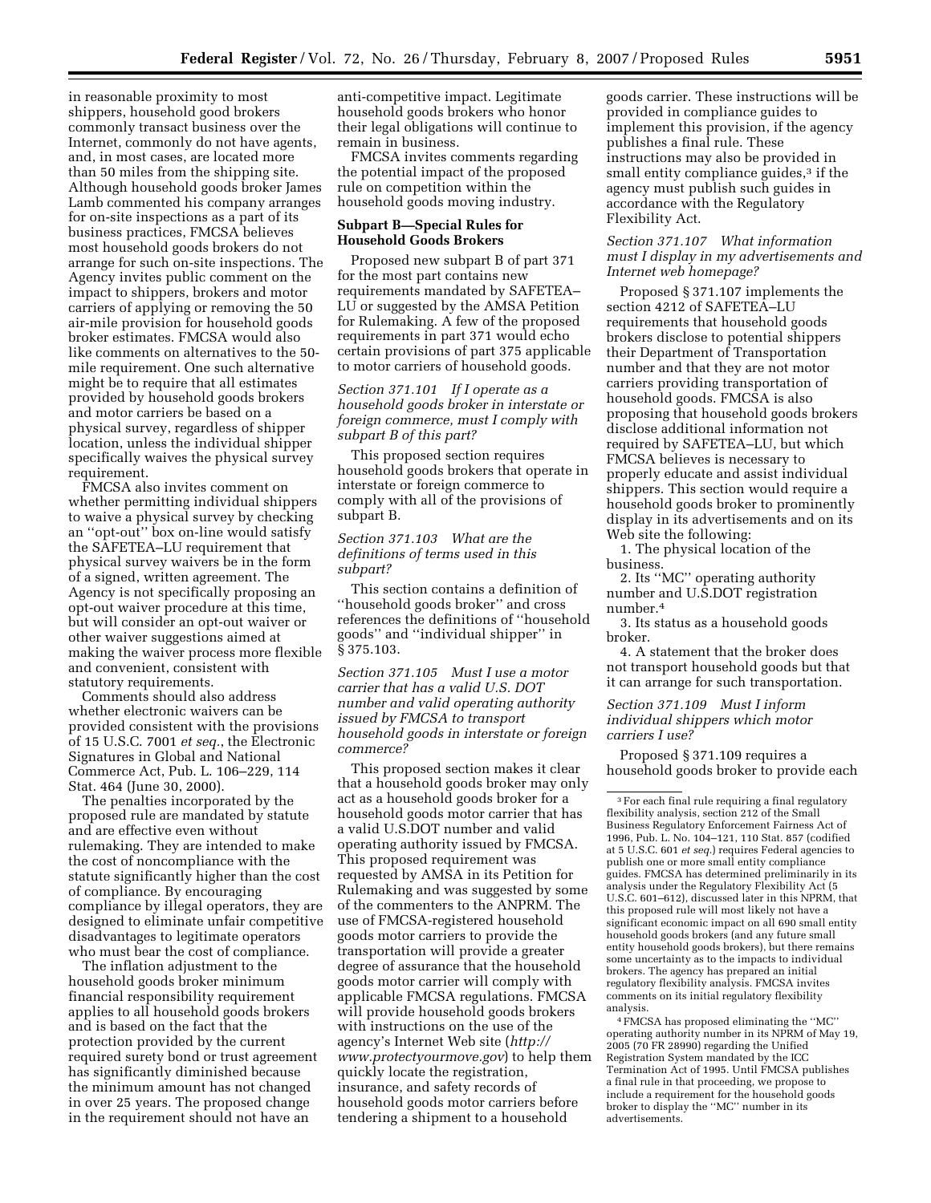in reasonable proximity to most shippers, household good brokers commonly transact business over the Internet, commonly do not have agents, and, in most cases, are located more than 50 miles from the shipping site. Although household goods broker James Lamb commented his company arranges for on-site inspections as a part of its business practices, FMCSA believes most household goods brokers do not arrange for such on-site inspections. The Agency invites public comment on the impact to shippers, brokers and motor carriers of applying or removing the 50 air-mile provision for household goods broker estimates. FMCSA would also like comments on alternatives to the 50-mile requirement. One such alternative might be to require that all estimates provided by household goods brokers and motor carriers be based on a physical survey, regardless of shipper location, unless the individual shipper specifically waives the physical survey requirement.

FMCSA also invites comment on whether permitting individual shippers to waive a physical survey by checking an ''opt-out'' box on-line would satisfy the SAFETEA–LU requirement that physical survey waivers be in the form of a signed, written agreement. The Agency is not specifically proposing an opt-out waiver procedure at this time, but will consider an opt-out waiver or other waiver suggestions aimed at making the waiver process more flexible and convenient, consistent with statutory requirements.

Comments should also address whether electronic waivers can be provided consistent with the provisions of 15 U.S.C. 7001 *et seq.*, the Electronic Signatures in Global and National Commerce Act, Pub. L. 106–229, 114 Stat. 464 (June 30, 2000).

The penalties incorporated by the proposed rule are mandated by statute and are effective even without rulemaking. They are intended to make the cost of noncompliance with the statute significantly higher than the cost of compliance. By encouraging compliance by illegal operators, they are designed to eliminate unfair competitive disadvantages to legitimate operators who must bear the cost of compliance.

The inflation adjustment to the household goods broker minimum financial responsibility requirement applies to all household goods brokers and is based on the fact that the protection provided by the current required surety bond or trust agreement has significantly diminished because the minimum amount has not changed in over 25 years. The proposed change in the requirement should not have an anti-competitive impact. Legitimate household goods brokers who honor their legal obligations will continue to remain in business.

FMCSA invites comments regarding the potential impact of the proposed rule on competition within the household goods moving industry.

**Subpart B—Special Rules for Household Goods Brokers**

Proposed new subpart B of part 371 for the most part contains new requirements mandated by SAFETEA–LU or suggested by the AMSA Petition for Rulemaking. A few of the proposed requirements in part 371 would echo certain provisions of part 375 applicable to motor carriers of household goods.

*Section 371.101 If I operate as a household goods broker in interstate or foreign commerce, must I comply with subpart B of this part?*

This proposed section requires household goods brokers that operate in interstate or foreign commerce to comply with all of the provisions of subpart B.

*Section 371.103 What are the definitions of terms used in this subpart?*

This section contains a definition of ''household goods broker'' and cross references the definitions of ''household goods'' and ''individual shipper'' in § 375.103.

*Section 371.105 Must I use a motor carrier that has a valid U.S. DOT number and valid operating authority issued by FMCSA to transport household goods in interstate or foreign commerce?*

This proposed section makes it clear that a household goods broker may only act as a household goods broker for a household goods motor carrier that has a valid U.S.DOT number and valid operating authority issued by FMCSA. This proposed requirement was requested by AMSA in its Petition for Rulemaking and was suggested by some of the commenters to the ANPRM. The use of FMCSA-registered household goods motor carriers to provide the transportation will provide a greater degree of assurance that the household goods motor carrier will comply with applicable FMCSA regulations. FMCSA will provide household goods brokers with instructions on the use of the agency's Internet Web site (*http://www.protectyourmove.gov*) to help them quickly locate the registration, insurance, and safety records of household goods motor carriers before tendering a shipment to a household goods carrier. These instructions will be provided in compliance guides to implement this provision, if the agency publishes a final rule. These instructions may also be provided in small entity compliance guides,[3] if the agency must publish such guides in accordance with the Regulatory Flexibility Act.

*Section 371.107 What information must I display in my advertisements and Internet web homepage?*

Proposed § 371.107 implements the section 4212 of SAFETEA–LU requirements that household goods brokers disclose to potential shippers their Department of Transportation number and that they are not motor carriers providing transportation of household goods. FMCSA is also proposing that household goods brokers disclose additional information not required by SAFETEA–LU, but which FMCSA believes is necessary to properly educate and assist individual shippers. This section would require a household goods broker to prominently display in its advertisements and on its Web site the following:

1. The physical location of the business.
2. Its ''MC'' operating authority number and U.S.DOT registration number.[4]
3. Its status as a household goods broker.
4. A statement that the broker does not transport household goods but that it can arrange for such transportation.

*Section 371.109 Must I inform individual shippers which motor carriers I use?*

Proposed § 371.109 requires a household goods broker to provide each

---

[3] For each final rule requiring a final regulatory flexibility analysis, section 212 of the Small Business Regulatory Enforcement Fairness Act of 1996, Pub. L. No. 104–121, 110 Stat. 857 (codified at 5 U.S.C. 601 *et seq.*) requires Federal agencies to publish one or more small entity compliance guides. FMCSA has determined preliminarily in its analysis under the Regulatory Flexibility Act (5 U.S.C. 601–612), discussed later in this NPRM, that this proposed rule will most likely not have a significant economic impact on all 690 small entity household goods brokers (and any future small entity household goods brokers), but there remains some uncertainty as to the impacts to individual brokers. The agency has prepared an initial regulatory flexibility analysis. FMCSA invites comments on its initial regulatory flexibility analysis.

[4] FMCSA has proposed eliminating the ''MC'' operating authority number in its NPRM of May 19, 2005 (70 FR 28990) regarding the Unified Registration System mandated by the ICC Termination Act of 1995. Until FMCSA publishes a final rule in that proceeding, we propose to include a requirement for the household goods broker to display the ''MC'' number in its advertisements.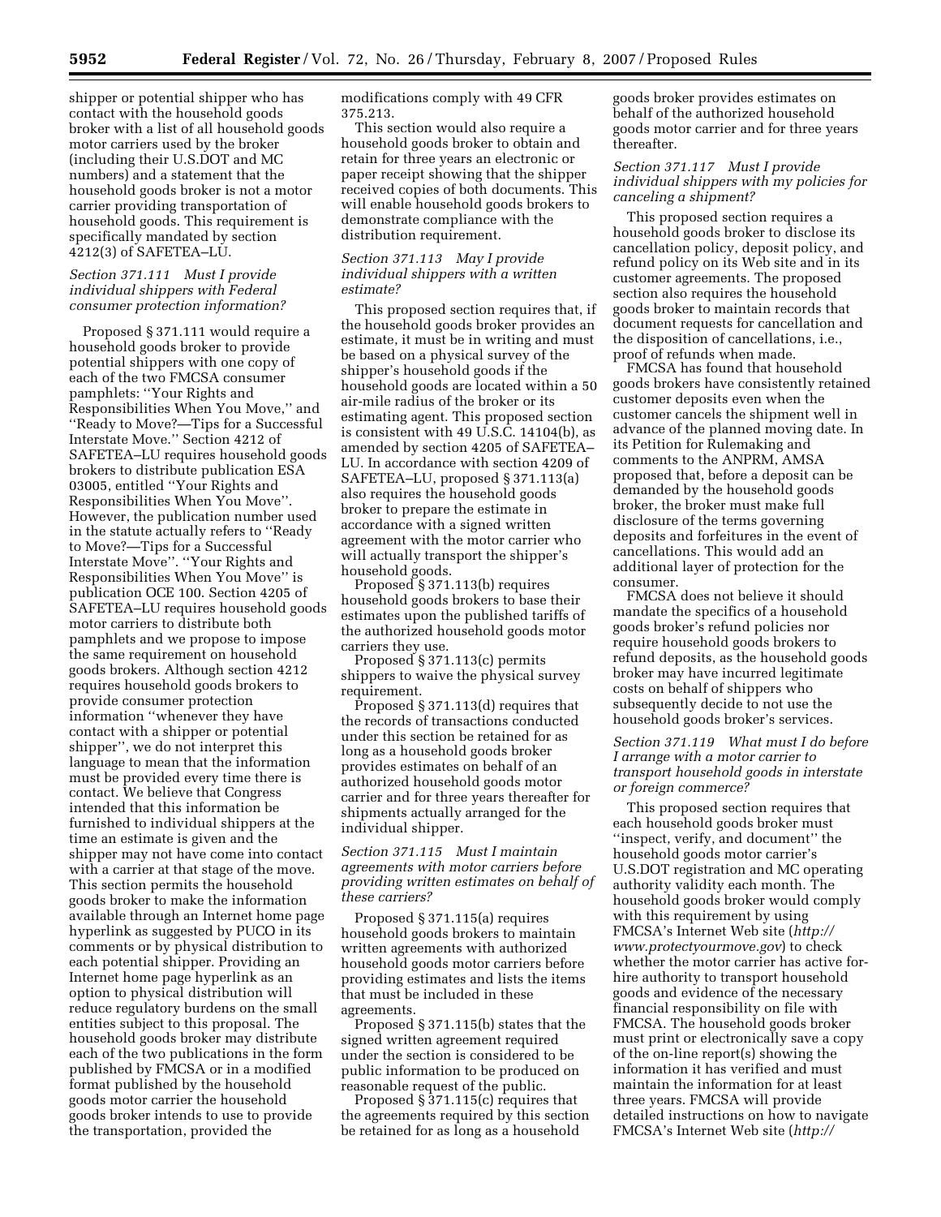shipper or potential shipper who has contact with the household goods broker with a list of all household goods motor carriers used by the broker (including their U.S.DOT and MC numbers) and a statement that the household goods broker is not a motor carrier providing transportation of household goods. This requirement is specifically mandated by section 4212(3) of SAFETEA–LU.

*Section 371.111 Must I provide individual shippers with Federal consumer protection information?*

Proposed § 371.111 would require a household goods broker to provide potential shippers with one copy of each of the two FMCSA consumer pamphlets: ''Your Rights and Responsibilities When You Move,'' and ''Ready to Move?—Tips for a Successful Interstate Move.'' Section 4212 of SAFETEA–LU requires household goods brokers to distribute publication ESA 03005, entitled ''Your Rights and Responsibilities When You Move''. However, the publication number used in the statute actually refers to ''Ready to Move?—Tips for a Successful Interstate Move''. ''Your Rights and Responsibilities When You Move'' is publication OCE 100. Section 4205 of SAFETEA–LU requires household goods motor carriers to distribute both pamphlets and we propose to impose the same requirement on household goods brokers. Although section 4212 requires household goods brokers to provide consumer protection information ''whenever they have contact with a shipper or potential shipper'', we do not interpret this language to mean that the information must be provided every time there is contact. We believe that Congress intended that this information be furnished to individual shippers at the time an estimate is given and the shipper may not have come into contact with a carrier at that stage of the move. This section permits the household goods broker to make the information available through an Internet home page hyperlink as suggested by PUCO in its comments or by physical distribution to each potential shipper. Providing an Internet home page hyperlink as an option to physical distribution will reduce regulatory burdens on the small entities subject to this proposal. The household goods broker may distribute each of the two publications in the form published by FMCSA or in a modified format published by the household goods motor carrier the household goods broker intends to use to provide the transportation, provided the modifications comply with 49 CFR 375.213.

This section would also require a household goods broker to obtain and retain for three years an electronic or paper receipt showing that the shipper received copies of both documents. This will enable household goods brokers to demonstrate compliance with the distribution requirement.

*Section 371.113 May I provide individual shippers with a written estimate?*

This proposed section requires that, if the household goods broker provides an estimate, it must be in writing and must be based on a physical survey of the shipper's household goods if the household goods are located within a 50 air-mile radius of the broker or its estimating agent. This proposed section is consistent with 49 U.S.C. 14104(b), as amended by section 4205 of SAFETEA–LU. In accordance with section 4209 of SAFETEA–LU, proposed § 371.113(a) also requires the household goods broker to prepare the estimate in accordance with a signed written agreement with the motor carrier who will actually transport the shipper's household goods.

Proposed § 371.113(b) requires household goods brokers to base their estimates upon the published tariffs of the authorized household goods motor carriers they use.

Proposed § 371.113(c) permits shippers to waive the physical survey requirement.

Proposed § 371.113(d) requires that the records of transactions conducted under this section be retained for as long as a household goods broker provides estimates on behalf of an authorized household goods motor carrier and for three years thereafter for shipments actually arranged for the individual shipper.

*Section 371.115 Must I maintain agreements with motor carriers before providing written estimates on behalf of these carriers?*

Proposed § 371.115(a) requires household goods brokers to maintain written agreements with authorized household goods motor carriers before providing estimates and lists the items that must be included in these agreements.

Proposed § 371.115(b) states that the signed written agreement required under the section is considered to be public information to be produced on reasonable request of the public.

Proposed § 371.115(c) requires that the agreements required by this section be retained for as long as a household goods broker provides estimates on behalf of the authorized household goods motor carrier and for three years thereafter.

*Section 371.117 Must I provide individual shippers with my policies for canceling a shipment?*

This proposed section requires a household goods broker to disclose its cancellation policy, deposit policy, and refund policy on its Web site and in its customer agreements. The proposed section also requires the household goods broker to maintain records that document requests for cancellation and the disposition of cancellations, i.e., proof of refunds when made.

FMCSA has found that household goods brokers have consistently retained customer deposits even when the customer cancels the shipment well in advance of the planned moving date. In its Petition for Rulemaking and comments to the ANPRM, AMSA proposed that, before a deposit can be demanded by the household goods broker, the broker must make full disclosure of the terms governing deposits and forfeitures in the event of cancellations. This would add an additional layer of protection for the consumer.

FMCSA does not believe it should mandate the specifics of a household goods broker's refund policies nor require household goods brokers to refund deposits, as the household goods broker may have incurred legitimate costs on behalf of shippers who subsequently decide to not use the household goods broker's services.

*Section 371.119 What must I do before I arrange with a motor carrier to transport household goods in interstate or foreign commerce?*

This proposed section requires that each household goods broker must ''inspect, verify, and document'' the household goods motor carrier's U.S.DOT registration and MC operating authority validity each month. The household goods broker would comply with this requirement by using FMCSA's Internet Web site (*http://www.protectyourmove.gov*) to check whether the motor carrier has active for-hire authority to transport household goods and evidence of the necessary financial responsibility on file with FMCSA. The household goods broker must print or electronically save a copy of the on-line report(s) showing the information it has verified and must maintain the information for at least three years. FMCSA will provide detailed instructions on how to navigate FMCSA's Internet Web site (*http://*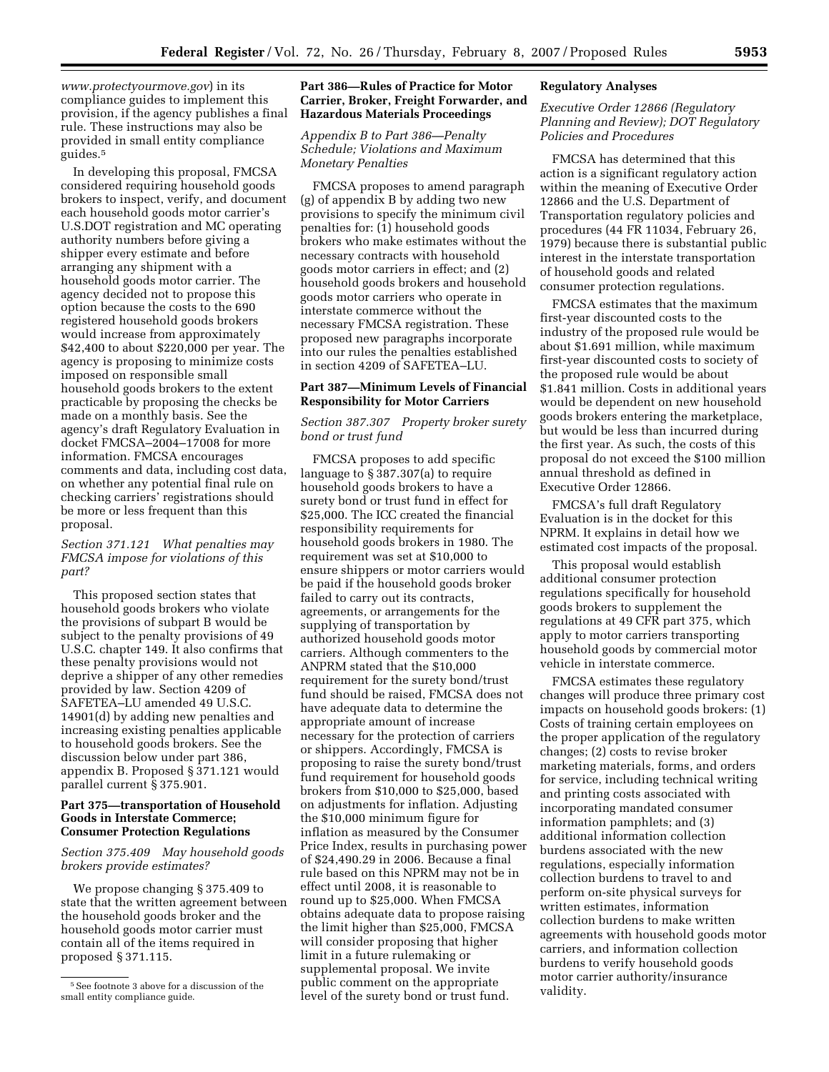*www.protectyourmove.gov*) in its compliance guides to implement this provision, if the agency publishes a final rule. These instructions may also be provided in small entity compliance guides.[5]

In developing this proposal, FMCSA considered requiring household goods brokers to inspect, verify, and document each household goods motor carrier's U.S.DOT registration and MC operating authority numbers before giving a shipper every estimate and before arranging any shipment with a household goods motor carrier. The agency decided not to propose this option because the costs to the 690 registered household goods brokers would increase from approximately $42,400 to about $220,000 per year. The agency is proposing to minimize costs imposed on responsible small household goods brokers to the extent practicable by proposing the checks be made on a monthly basis. See the agency's draft Regulatory Evaluation in docket FMCSA–2004–17008 for more information. FMCSA encourages comments and data, including cost data, on whether any potential final rule on checking carriers' registrations should be more or less frequent than this proposal.

*Section 371.121 What penalties may FMCSA impose for violations of this part?*

This proposed section states that household goods brokers who violate the provisions of subpart B would be subject to the penalty provisions of 49 U.S.C. chapter 149. It also confirms that these penalty provisions would not deprive a shipper of any other remedies provided by law. Section 4209 of SAFETEA–LU amended 49 U.S.C. 14901(d) by adding new penalties and increasing existing penalties applicable to household goods brokers. See the discussion below under part 386, appendix B. Proposed § 371.121 would parallel current § 375.901.

**Part 375—transportation of Household Goods in Interstate Commerce; Consumer Protection Regulations**

*Section 375.409 May household goods brokers provide estimates?*

We propose changing § 375.409 to state that the written agreement between the household goods broker and the household goods motor carrier must contain all of the items required in proposed § 371.115.

[5] See footnote 3 above for a discussion of the small entity compliance guide.

**Part 386—Rules of Practice for Motor Carrier, Broker, Freight Forwarder, and Hazardous Materials Proceedings**

*Appendix B to Part 386—Penalty Schedule; Violations and Maximum Monetary Penalties*

FMCSA proposes to amend paragraph (g) of appendix B by adding two new provisions to specify the minimum civil penalties for: (1) household goods brokers who make estimates without the necessary contracts with household goods motor carriers in effect; and (2) household goods brokers and household goods motor carriers who operate in interstate commerce without the necessary FMCSA registration. These proposed new paragraphs incorporate into our rules the penalties established in section 4209 of SAFETEA–LU.

**Part 387—Minimum Levels of Financial Responsibility for Motor Carriers**

*Section 387.307 Property broker surety bond or trust fund*

FMCSA proposes to add specific language to § 387.307(a) to require household goods brokers to have a surety bond or trust fund in effect for $25,000. The ICC created the financial responsibility requirements for household goods brokers in 1980. The requirement was set at $10,000 to ensure shippers or motor carriers would be paid if the household goods broker failed to carry out its contracts, agreements, or arrangements for the supplying of transportation by authorized household goods motor carriers. Although commenters to the ANPRM stated that the $10,000 requirement for the surety bond/trust fund should be raised, FMCSA does not have adequate data to determine the appropriate amount of increase necessary for the protection of carriers or shippers. Accordingly, FMCSA is proposing to raise the surety bond/trust fund requirement for household goods brokers from $10,000 to $25,000, based on adjustments for inflation. Adjusting the $10,000 minimum figure for inflation as measured by the Consumer Price Index, results in purchasing power of $24,490.29 in 2006. Because a final rule based on this NPRM may not be in effect until 2008, it is reasonable to round up to $25,000. When FMCSA obtains adequate data to propose raising the limit higher than $25,000, FMCSA will consider proposing that higher limit in a future rulemaking or supplemental proposal. We invite public comment on the appropriate level of the surety bond or trust fund.

**Regulatory Analyses**

*Executive Order 12866 (Regulatory Planning and Review); DOT Regulatory Policies and Procedures*

FMCSA has determined that this action is a significant regulatory action within the meaning of Executive Order 12866 and the U.S. Department of Transportation regulatory policies and procedures (44 FR 11034, February 26, 1979) because there is substantial public interest in the interstate transportation of household goods and related consumer protection regulations.

FMCSA estimates that the maximum first-year discounted costs to the industry of the proposed rule would be about $1.691 million, while maximum first-year discounted costs to society of the proposed rule would be about $1.841 million. Costs in additional years would be dependent on new household goods brokers entering the marketplace, but would be less than incurred during the first year. As such, the costs of this proposal do not exceed the $100 million annual threshold as defined in Executive Order 12866.

FMCSA's full draft Regulatory Evaluation is in the docket for this NPRM. It explains in detail how we estimated cost impacts of the proposal.

This proposal would establish additional consumer protection regulations specifically for household goods brokers to supplement the regulations at 49 CFR part 375, which apply to motor carriers transporting household goods by commercial motor vehicle in interstate commerce.

FMCSA estimates these regulatory changes will produce three primary cost impacts on household goods brokers: (1) Costs of training certain employees on the proper application of the regulatory changes; (2) costs to revise broker marketing materials, forms, and orders for service, including technical writing and printing costs associated with incorporating mandated consumer information pamphlets; and (3) additional information collection burdens associated with the new regulations, especially information collection burdens to travel to and perform on-site physical surveys for written estimates, information collection burdens to make written agreements with household goods motor carriers, and information collection burdens to verify household goods motor carrier authority/insurance validity.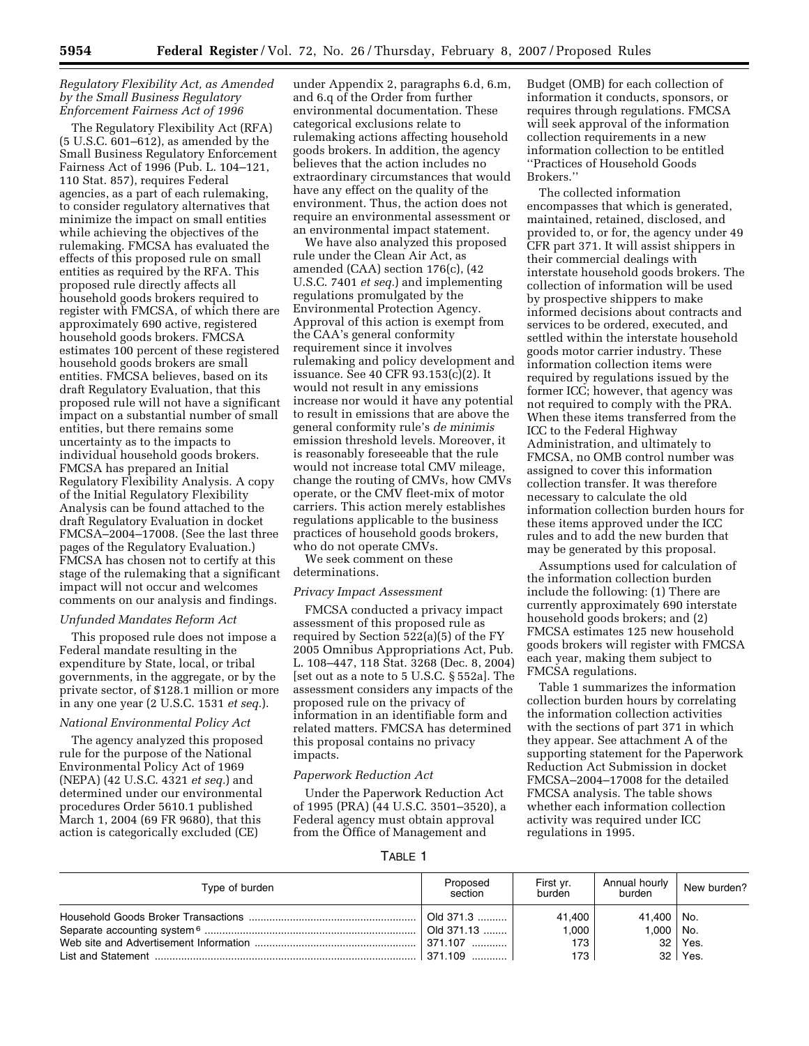*Regulatory Flexibility Act, as Amended by the Small Business Regulatory Enforcement Fairness Act of 1996*

The Regulatory Flexibility Act (RFA) (5 U.S.C. 601–612), as amended by the Small Business Regulatory Enforcement Fairness Act of 1996 (Pub. L. 104–121, 110 Stat. 857), requires Federal agencies, as a part of each rulemaking, to consider regulatory alternatives that minimize the impact on small entities while achieving the objectives of the rulemaking. FMCSA has evaluated the effects of this proposed rule on small entities as required by the RFA. This proposed rule directly affects all household goods brokers required to register with FMCSA, of which there are approximately 690 active, registered household goods brokers. FMCSA estimates 100 percent of these registered household goods brokers are small entities. FMCSA believes, based on its draft Regulatory Evaluation, that this proposed rule will not have a significant impact on a substantial number of small entities, but there remains some uncertainty as to the impacts to individual household goods brokers. FMCSA has prepared an Initial Regulatory Flexibility Analysis. A copy of the Initial Regulatory Flexibility Analysis can be found attached to the draft Regulatory Evaluation in docket FMCSA–2004–17008. (See the last three pages of the Regulatory Evaluation.) FMCSA has chosen not to certify at this stage of the rulemaking that a significant impact will not occur and welcomes comments on our analysis and findings.

*Unfunded Mandates Reform Act*

This proposed rule does not impose a Federal mandate resulting in the expenditure by State, local, or tribal governments, in the aggregate, or by the private sector, of $128.1 million or more in any one year (2 U.S.C. 1531 *et seq.*).

*National Environmental Policy Act*

The agency analyzed this proposed rule for the purpose of the National Environmental Policy Act of 1969 (NEPA) (42 U.S.C. 4321 *et seq.*) and determined under our environmental procedures Order 5610.1 published March 1, 2004 (69 FR 9680), that this action is categorically excluded (CE) under Appendix 2, paragraphs 6.d, 6.m, and 6.q of the Order from further environmental documentation. These categorical exclusions relate to rulemaking actions affecting household goods brokers. In addition, the agency believes that the action includes no extraordinary circumstances that would have any effect on the quality of the environment. Thus, the action does not require an environmental assessment or an environmental impact statement.

We have also analyzed this proposed rule under the Clean Air Act, as amended (CAA) section 176(c), (42 U.S.C. 7401 *et seq.*) and implementing regulations promulgated by the Environmental Protection Agency. Approval of this action is exempt from the CAA's general conformity requirement since it involves rulemaking and policy development and issuance. See 40 CFR 93.153(c)(2). It would not result in any emissions increase nor would it have any potential to result in emissions that are above the general conformity rule's *de minimis* emission threshold levels. Moreover, it is reasonably foreseeable that the rule would not increase total CMV mileage, change the routing of CMVs, how CMVs operate, or the CMV fleet-mix of motor carriers. This action merely establishes regulations applicable to the business practices of household goods brokers, who do not operate CMVs.

We seek comment on these determinations.

*Privacy Impact Assessment*

FMCSA conducted a privacy impact assessment of this proposed rule as required by Section 522(a)(5) of the FY 2005 Omnibus Appropriations Act, Pub. L. 108–447, 118 Stat. 3268 (Dec. 8, 2004) [set out as a note to 5 U.S.C. § 552a]. The assessment considers any impacts of the proposed rule on the privacy of information in an identifiable form and related matters. FMCSA has determined this proposal contains no privacy impacts.

*Paperwork Reduction Act*

Under the Paperwork Reduction Act of 1995 (PRA) (44 U.S.C. 3501–3520), a Federal agency must obtain approval from the Office of Management and Budget (OMB) for each collection of information it conducts, sponsors, or requires through regulations. FMCSA will seek approval of the information collection requirements in a new information collection to be entitled "Practices of Household Goods Brokers."

The collected information encompasses that which is generated, maintained, retained, disclosed, and provided to, or for, the agency under 49 CFR part 371. It will assist shippers in their commercial dealings with interstate household goods brokers. The collection of information will be used by prospective shippers to make informed decisions about contracts and services to be ordered, executed, and settled within the interstate household goods motor carrier industry. These information collection items were required by regulations issued by the former ICC; however, that agency was not required to comply with the PRA. When these items transferred from the ICC to the Federal Highway Administration, and ultimately to FMCSA, no OMB control number was assigned to cover this information collection transfer. It was therefore necessary to calculate the old information collection burden hours for these items approved under the ICC rules and to add the new burden that may be generated by this proposal.

Assumptions used for calculation of the information collection burden include the following: (1) There are currently approximately 690 interstate household goods brokers; and (2) FMCSA estimates 125 new household goods brokers will register with FMCSA each year, making them subject to FMCSA regulations.

Table 1 summarizes the information collection burden hours by correlating the information collection activities with the sections of part 371 in which they appear. See attachment A of the supporting statement for the Paperwork Reduction Act Submission in docket FMCSA–2004–17008 for the detailed FMCSA analysis. The table shows whether each information collection activity was required under ICC regulations in 1995.

TABLE 1

| Type of burden | Proposed section | First yr. burden | Annual hourly burden | New burden? |
|---|---|---|---|---|
| Household Goods Broker Transactions | Old 371.3 | 41,400 | 41,400 | No. |
| Separate accounting system [6] | Old 371.13 | 1,000 | 1,000 | No. |
| Web site and Advertisement Information | 371.107 | 173 | 32 | Yes. |
| List and Statement | 371.109 | 173 | 32 | Yes. |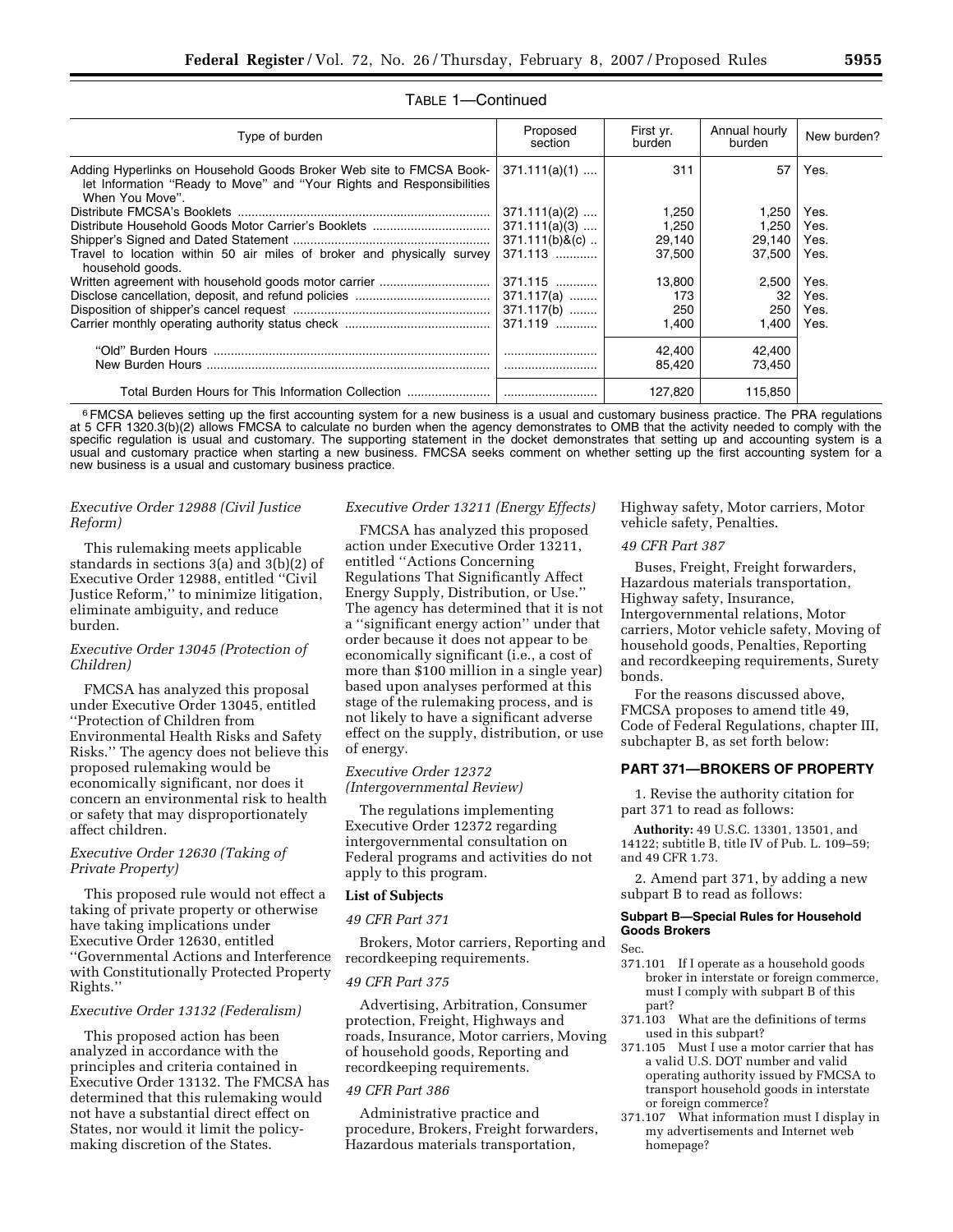TABLE 1—Continued

| Type of burden | Proposed section | First yr. burden | Annual hourly burden | New burden? |
|---|---|---|---|---|
| Adding Hyperlinks on Household Goods Broker Web site to FMCSA Booklet Information "Ready to Move" and "Your Rights and Responsibilities When You Move". | 371.111(a)(1) | 311 | 57 | Yes. |
| Distribute FMCSA's Booklets | 371.111(a)(2) | 1,250 | 1,250 | Yes. |
| Distribute Household Goods Motor Carrier's Booklets | 371.111(a)(3) | 1,250 | 1,250 | Yes. |
| Shipper's Signed and Dated Statement | 371.111(b)&(c) | 29,140 | 29,140 | Yes. |
| Travel to location within 50 air miles of broker and physically survey household goods. | 371.113 | 37,500 | 37,500 | Yes. |
| Written agreement with household goods motor carrier | 371.115 | 13,800 | 2,500 | Yes. |
| Disclose cancellation, deposit, and refund policies | 371.117(a) | 173 | 32 | Yes. |
| Disposition of shipper's cancel request | 371.117(b) | 250 | 250 | Yes. |
| Carrier monthly operating authority status check | 371.119 | 1,400 | 1,400 | Yes. |
| "Old" Burden Hours | | 42,400 | 42,400 | |
| New Burden Hours | | 85,420 | 73,450 | |
| Total Burden Hours for This Information Collection | | 127,820 | 115,850 | |

[6] FMCSA believes setting up the first accounting system for a new business is a usual and customary business practice. The PRA regulations at 5 CFR 1320.3(b)(2) allows FMCSA to calculate no burden when the agency demonstrates to OMB that the activity needed to comply with the specific regulation is usual and customary. The supporting statement in the docket demonstrates that setting up and accounting system is a usual and customary practice when starting a new business. FMCSA seeks comment on whether setting up the first accounting system for a new business is a usual and customary business practice.

*Executive Order 12988 (Civil Justice Reform)*

This rulemaking meets applicable standards in sections 3(a) and 3(b)(2) of Executive Order 12988, entitled "Civil Justice Reform," to minimize litigation, eliminate ambiguity, and reduce burden.

*Executive Order 13045 (Protection of Children)*

FMCSA has analyzed this proposal under Executive Order 13045, entitled "Protection of Children from Environmental Health Risks and Safety Risks." The agency does not believe this proposed rulemaking would be economically significant, nor does it concern an environmental risk to health or safety that may disproportionately affect children.

*Executive Order 12630 (Taking of Private Property)*

This proposed rule would not effect a taking of private property or otherwise have taking implications under Executive Order 12630, entitled "Governmental Actions and Interference with Constitutionally Protected Property Rights."

*Executive Order 13132 (Federalism)*

This proposed action has been analyzed in accordance with the principles and criteria contained in Executive Order 13132. The FMCSA has determined that this rulemaking would not have a substantial direct effect on States, nor would it limit the policy-making discretion of the States.

*Executive Order 13211 (Energy Effects)*

FMCSA has analyzed this proposed action under Executive Order 13211, entitled "Actions Concerning Regulations That Significantly Affect Energy Supply, Distribution, or Use." The agency has determined that it is not a "significant energy action" under that order because it does not appear to be economically significant (i.e., a cost of more than $100 million in a single year) based upon analyses performed at this stage of the rulemaking process, and is not likely to have a significant adverse effect on the supply, distribution, or use of energy.

*Executive Order 12372 (Intergovernmental Review)*

The regulations implementing Executive Order 12372 regarding intergovernmental consultation on Federal programs and activities do not apply to this program.

**List of Subjects**

*49 CFR Part 371*

Brokers, Motor carriers, Reporting and recordkeeping requirements.

*49 CFR Part 375*

Advertising, Arbitration, Consumer protection, Freight, Highways and roads, Insurance, Motor carriers, Moving of household goods, Reporting and recordkeeping requirements.

*49 CFR Part 386*

Administrative practice and procedure, Brokers, Freight forwarders, Hazardous materials transportation, Highway safety, Motor carriers, Motor vehicle safety, Penalties.

*49 CFR Part 387*

Buses, Freight, Freight forwarders, Hazardous materials transportation, Highway safety, Insurance, Intergovernmental relations, Motor carriers, Motor vehicle safety, Moving of household goods, Penalties, Reporting and recordkeeping requirements, Surety bonds.

For the reasons discussed above, FMCSA proposes to amend title 49, Code of Federal Regulations, chapter III, subchapter B, as set forth below:

## PART 371—BROKERS OF PROPERTY

1. Revise the authority citation for part 371 to read as follows:

**Authority:** 49 U.S.C. 13301, 13501, and 14122; subtitle B, title IV of Pub. L. 109–59; and 49 CFR 1.73.

2. Amend part 371, by adding a new subpart B to read as follows:

### Subpart B—Special Rules for Household Goods Brokers

Sec.

371.101 If I operate as a household goods broker in interstate or foreign commerce, must I comply with subpart B of this part?

371.103 What are the definitions of terms used in this subpart?

371.105 Must I use a motor carrier that has a valid U.S. DOT number and valid operating authority issued by FMCSA to transport household goods in interstate or foreign commerce?

371.107 What information must I display in my advertisements and Internet web homepage?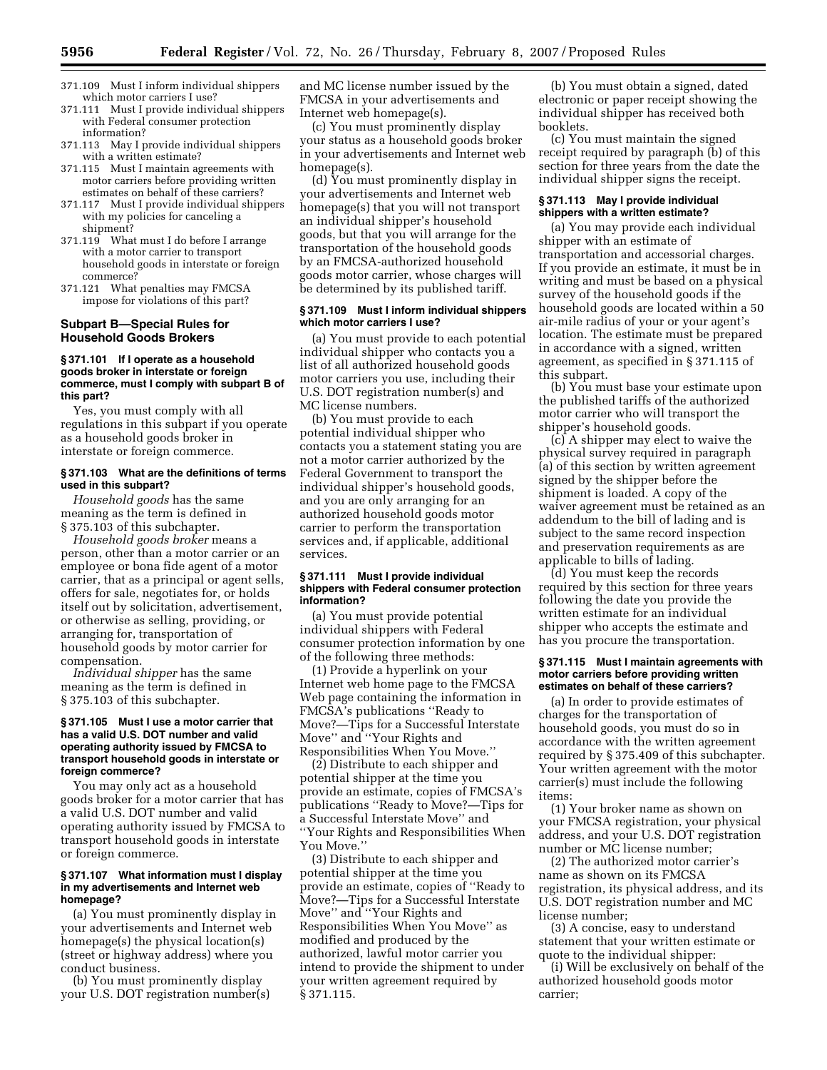371.109 Must I inform individual shippers which motor carriers I use?
371.111 Must I provide individual shippers with Federal consumer protection information?
371.113 May I provide individual shippers with a written estimate?
371.115 Must I maintain agreements with motor carriers before providing written estimates on behalf of these carriers?
371.117 Must I provide individual shippers with my policies for canceling a shipment?
371.119 What must I do before I arrange with a motor carrier to transport household goods in interstate or foreign commerce?
371.121 What penalties may FMCSA impose for violations of this part?

## Subpart B—Special Rules for Household Goods Brokers

### § 371.101 If I operate as a household goods broker in interstate or foreign commerce, must I comply with subpart B of this part?

Yes, you must comply with all regulations in this subpart if you operate as a household goods broker in interstate or foreign commerce.

### § 371.103 What are the definitions of terms used in this subpart?

*Household goods* has the same meaning as the term is defined in § 375.103 of this subchapter.

*Household goods broker* means a person, other than a motor carrier or an employee or bona fide agent of a motor carrier, that as a principal or agent sells, offers for sale, negotiates for, or holds itself out by solicitation, advertisement, or otherwise as selling, providing, or arranging for, transportation of household goods by motor carrier for compensation.

*Individual shipper* has the same meaning as the term is defined in § 375.103 of this subchapter.

### § 371.105 Must I use a motor carrier that has a valid U.S. DOT number and valid operating authority issued by FMCSA to transport household goods in interstate or foreign commerce?

You may only act as a household goods broker for a motor carrier that has a valid U.S. DOT number and valid operating authority issued by FMCSA to transport household goods in interstate or foreign commerce.

### § 371.107 What information must I display in my advertisements and Internet web homepage?

(a) You must prominently display in your advertisements and Internet web homepage(s) the physical location(s) (street or highway address) where you conduct business.

(b) You must prominently display your U.S. DOT registration number(s) and MC license number issued by the FMCSA in your advertisements and Internet web homepage(s).

(c) You must prominently display your status as a household goods broker in your advertisements and Internet web homepage(s).

(d) You must prominently display in your advertisements and Internet web homepage(s) that you will not transport an individual shipper's household goods, but that you will arrange for the transportation of the household goods by an FMCSA-authorized household goods motor carrier, whose charges will be determined by its published tariff.

### § 371.109 Must I inform individual shippers which motor carriers I use?

(a) You must provide to each potential individual shipper who contacts you a list of all authorized household goods motor carriers you use, including their U.S. DOT registration number(s) and MC license numbers.

(b) You must provide to each potential individual shipper who contacts you a statement stating you are not a motor carrier authorized by the Federal Government to transport the individual shipper's household goods, and you are only arranging for an authorized household goods motor carrier to perform the transportation services and, if applicable, additional services.

### § 371.111 Must I provide individual shippers with Federal consumer protection information?

(a) You must provide potential individual shippers with Federal consumer protection information by one of the following three methods:

(1) Provide a hyperlink on your Internet web home page to the FMCSA Web page containing the information in FMCSA's publications ''Ready to Move?—Tips for a Successful Interstate Move'' and ''Your Rights and Responsibilities When You Move.''

(2) Distribute to each shipper and potential shipper at the time you provide an estimate, copies of FMCSA's publications ''Ready to Move?—Tips for a Successful Interstate Move'' and ''Your Rights and Responsibilities When You Move.''

(3) Distribute to each shipper and potential shipper at the time you provide an estimate, copies of ''Ready to Move?—Tips for a Successful Interstate Move'' and ''Your Rights and Responsibilities When You Move'' as modified and produced by the authorized, lawful motor carrier you intend to provide the shipment to under your written agreement required by § 371.115.

(b) You must obtain a signed, dated electronic or paper receipt showing the individual shipper has received both booklets.

(c) You must maintain the signed receipt required by paragraph (b) of this section for three years from the date the individual shipper signs the receipt.

### § 371.113 May I provide individual shippers with a written estimate?

(a) You may provide each individual shipper with an estimate of transportation and accessorial charges. If you provide an estimate, it must be in writing and must be based on a physical survey of the household goods if the household goods are located within a 50 air-mile radius of your or your agent's location. The estimate must be prepared in accordance with a signed, written agreement, as specified in § 371.115 of this subpart.

(b) You must base your estimate upon the published tariffs of the authorized motor carrier who will transport the shipper's household goods.

(c) A shipper may elect to waive the physical survey required in paragraph (a) of this section by written agreement signed by the shipper before the shipment is loaded. A copy of the waiver agreement must be retained as an addendum to the bill of lading and is subject to the same record inspection and preservation requirements as are applicable to bills of lading.

(d) You must keep the records required by this section for three years following the date you provide the written estimate for an individual shipper who accepts the estimate and has you procure the transportation.

### § 371.115 Must I maintain agreements with motor carriers before providing written estimates on behalf of these carriers?

(a) In order to provide estimates of charges for the transportation of household goods, you must do so in accordance with the written agreement required by § 375.409 of this subchapter. Your written agreement with the motor carrier(s) must include the following items:

(1) Your broker name as shown on your FMCSA registration, your physical address, and your U.S. DOT registration number or MC license number;

(2) The authorized motor carrier's name as shown on its FMCSA registration, its physical address, and its U.S. DOT registration number and MC license number;

(3) A concise, easy to understand statement that your written estimate or quote to the individual shipper:

(i) Will be exclusively on behalf of the authorized household goods motor carrier;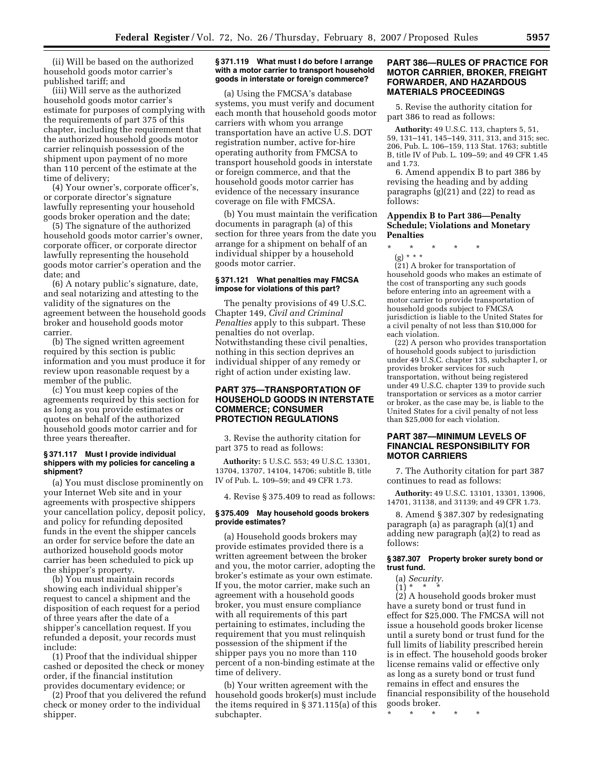(ii) Will be based on the authorized household goods motor carrier's published tariff; and

(iii) Will serve as the authorized household goods motor carrier's estimate for purposes of complying with the requirements of part 375 of this chapter, including the requirement that the authorized household goods motor carrier relinquish possession of the shipment upon payment of no more than 110 percent of the estimate at the time of delivery;

(4) Your owner's, corporate officer's, or corporate director's signature lawfully representing your household goods broker operation and the date;

(5) The signature of the authorized household goods motor carrier's owner, corporate officer, or corporate director lawfully representing the household goods motor carrier's operation and the date; and

(6) A notary public's signature, date, and seal notarizing and attesting to the validity of the signatures on the agreement between the household goods broker and household goods motor carrier.

(b) The signed written agreement required by this section is public information and you must produce it for review upon reasonable request by a member of the public.

(c) You must keep copies of the agreements required by this section for as long as you provide estimates or quotes on behalf of the authorized household goods motor carrier and for three years thereafter.

#### § 371.117 Must I provide individual shippers with my policies for canceling a shipment?

(a) You must disclose prominently on your Internet Web site and in your agreements with prospective shippers your cancellation policy, deposit policy, and policy for refunding deposited funds in the event the shipper cancels an order for service before the date an authorized household goods motor carrier has been scheduled to pick up the shipper's property.

(b) You must maintain records showing each individual shipper's request to cancel a shipment and the disposition of each request for a period of three years after the date of a shipper's cancellation request. If you refunded a deposit, your records must include:

(1) Proof that the individual shipper cashed or deposited the check or money order, if the financial institution provides documentary evidence; or

(2) Proof that you delivered the refund check or money order to the individual shipper.

#### § 371.119 What must I do before I arrange with a motor carrier to transport household goods in interstate or foreign commerce?

(a) Using the FMCSA's database systems, you must verify and document each month that household goods motor carriers with whom you arrange transportation have an active U.S. DOT registration number, active for-hire operating authority from FMCSA to transport household goods in interstate or foreign commerce, and that the household goods motor carrier has evidence of the necessary insurance coverage on file with FMCSA.

(b) You must maintain the verification documents in paragraph (a) of this section for three years from the date you arrange for a shipment on behalf of an individual shipper by a household goods motor carrier.

#### § 371.121 What penalties may FMCSA impose for violations of this part?

The penalty provisions of 49 U.S.C. Chapter 149, *Civil and Criminal Penalties* apply to this subpart. These penalties do not overlap. Notwithstanding these civil penalties, nothing in this section deprives an individual shipper of any remedy or right of action under existing law.

## PART 375—TRANSPORTATION OF HOUSEHOLD GOODS IN INTERSTATE COMMERCE; CONSUMER PROTECTION REGULATIONS

3. Revise the authority citation for part 375 to read as follows:

**Authority:** 5 U.S.C. 553; 49 U.S.C. 13301, 13704, 13707, 14104, 14706; subtitle B, title IV of Pub. L. 109–59; and 49 CFR 1.73.

4. Revise § 375.409 to read as follows:

#### § 375.409 May household goods brokers provide estimates?

(a) Household goods brokers may provide estimates provided there is a written agreement between the broker and you, the motor carrier, adopting the broker's estimate as your own estimate. If you, the motor carrier, make such an agreement with a household goods broker, you must ensure compliance with all requirements of this part pertaining to estimates, including the requirement that you must relinquish possession of the shipment if the shipper pays you no more than 110 percent of a non-binding estimate at the time of delivery.

(b) Your written agreement with the household goods broker(s) must include the items required in § 371.115(a) of this subchapter.

## PART 386—RULES OF PRACTICE FOR MOTOR CARRIER, BROKER, FREIGHT FORWARDER, AND HAZARDOUS MATERIALS PROCEEDINGS

5. Revise the authority citation for part 386 to read as follows:

**Authority:** 49 U.S.C. 113, chapters 5, 51, 59, 131–141, 145–149, 311, 313, and 315; sec. 206, Pub. L. 106–159, 113 Stat. 1763; subtitle B, title IV of Pub. L. 109–59; and 49 CFR 1.45 and 1.73.

6. Amend appendix B to part 386 by revising the heading and by adding paragraphs (g)(21) and (22) to read as follows:

### Appendix B to Part 386—Penalty Schedule; Violations and Monetary Penalties

\* \* \* \* \*

(g) \* \* \*

(21) A broker for transportation of household goods who makes an estimate of the cost of transporting any such goods before entering into an agreement with a motor carrier to provide transportation of household goods subject to FMCSA jurisdiction is liable to the United States for a civil penalty of not less than $10,000 for each violation.

(22) A person who provides transportation of household goods subject to jurisdiction under 49 U.S.C. chapter 135, subchapter I, or provides broker services for such transportation, without being registered under 49 U.S.C. chapter 139 to provide such transportation or services as a motor carrier or broker, as the case may be, is liable to the United States for a civil penalty of not less than $25,000 for each violation.

## PART 387—MINIMUM LEVELS OF FINANCIAL RESPONSIBILITY FOR MOTOR CARRIERS

7. The Authority citation for part 387 continues to read as follows:

**Authority:** 49 U.S.C. 13101, 13301, 13906, 14701, 31138, and 31139; and 49 CFR 1.73.

8. Amend § 387.307 by redesignating paragraph (a) as paragraph (a)(1) and adding new paragraph (a)(2) to read as follows:

#### § 387.307 Property broker surety bond or trust fund.

(a) *Security.*

(1) \* \* \*

(2) A household goods broker must have a surety bond or trust fund in effect for $25,000. The FMCSA will not issue a household goods broker license until a surety bond or trust fund for the full limits of liability prescribed herein is in effect. The household goods broker license remains valid or effective only as long as a surety bond or trust fund remains in effect and ensures the financial responsibility of the household goods broker.

\* \* \* \* \*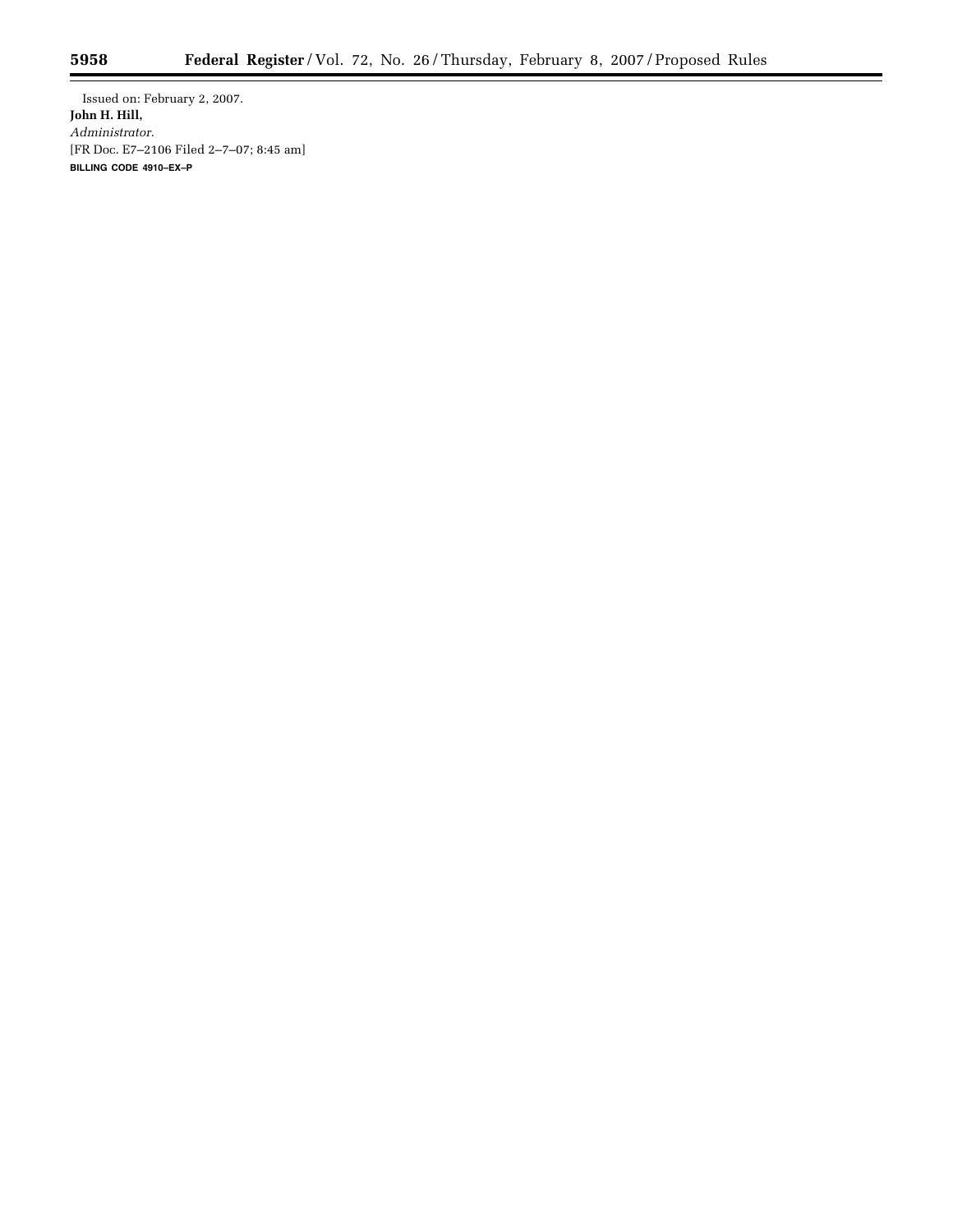Issued on: February 2, 2007.

**John H. Hill,**

*Administrator.*

[FR Doc. E7–2106 Filed 2–7–07; 8:45 am]

**BILLING CODE 4910–EX–P**